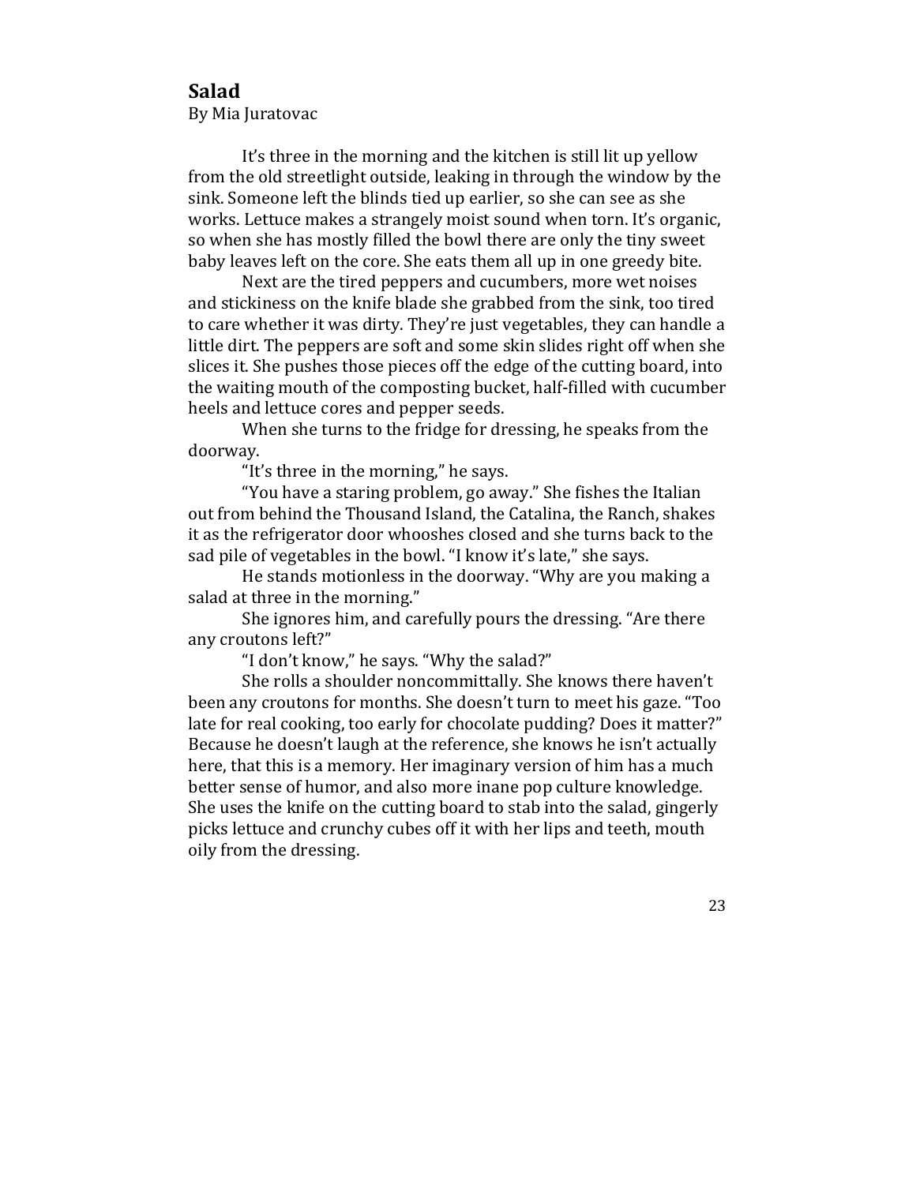# Salad

By Mia Juratovac

It's three in the morning and the kitchen is still lit up yellow from the old streetlight outside, leaking in through the window by the sink. Someone left the blinds tied up earlier, so she can see as she works. Lettuce makes a strangely moist sound when torn. It's organic, so when she has mostly filled the bowl there are only the tiny sweet baby leaves left on the core. She eats them all up in one greedy bite.

Next are the tired peppers and cucumbers, more wet noises and stickiness on the knife blade she grabbed from the sink, too tired to care whether it was dirty. They're just vegetables, they can handle a little dirt. The peppers are soft and some skin slides right off when she slices it. She pushes those pieces off the edge of the cutting board, into the waiting mouth of the composting bucket, half-filled with cucumber heels and lettuce cores and pepper seeds.

When she turns to the fridge for dressing, he speaks from the doorway.

"It's three in the morning," he says.

"You have a staring problem, go away." She fishes the Italian out from behind the Thousand Island, the Catalina, the Ranch, shakes it as the refrigerator door whooshes closed and she turns back to the sad pile of vegetables in the bowl. "I know it's late," she says.

He stands motionless in the doorway. "Why are you making a salad at three in the morning."

She ignores him, and carefully pours the dressing. "Are there any croutons left?"

"I don't know," he says. "Why the salad?"

She rolls a shoulder noncommittally. She knows there haven't been any croutons for months. She doesn't turn to meet his gaze. "Too late for real cooking, too early for chocolate pudding? Does it matter?" Because he doesn't laugh at the reference, she knows he isn't actually here, that this is a memory. Her imaginary version of him has a much better sense of humor, and also more inane pop culture knowledge. She uses the knife on the cutting board to stab into the salad, gingerly picks lettuce and crunchy cubes off it with her lips and teeth, mouth oily from the dressing.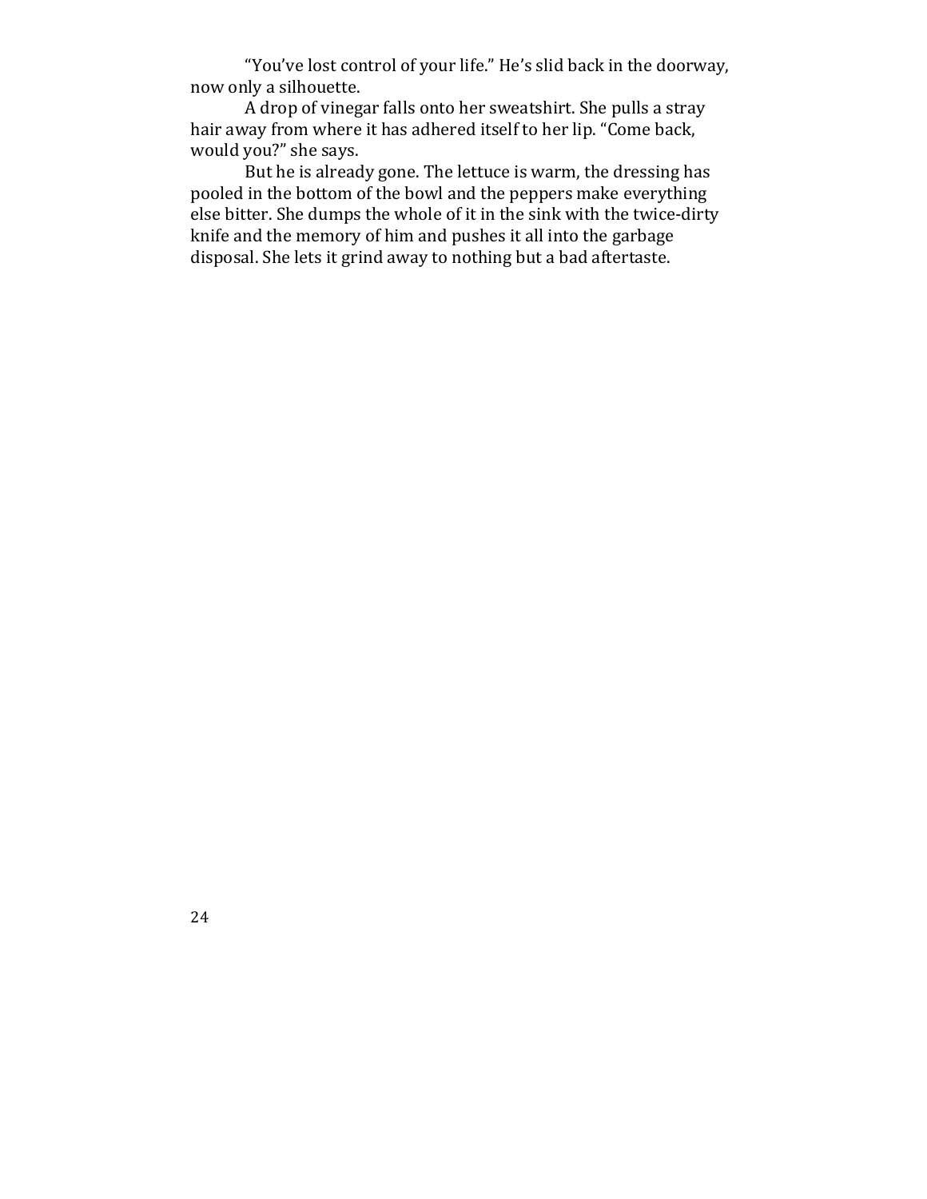"You've lost control of your life." He's slid back in the doorway, now only a silhouette.

A drop of vinegar falls onto her sweatshirt. She pulls a stray hair away from where it has adhered itself to her lip. "Come back, would you?" she says.

But he is already gone. The lettuce is warm, the dressing has pooled in the bottom of the bowl and the peppers make everything else bitter. She dumps the whole of it in the sink with the twice-dirty knife and the memory of him and pushes it all into the garbage disposal. She lets it grind away to nothing but a bad aftertaste.